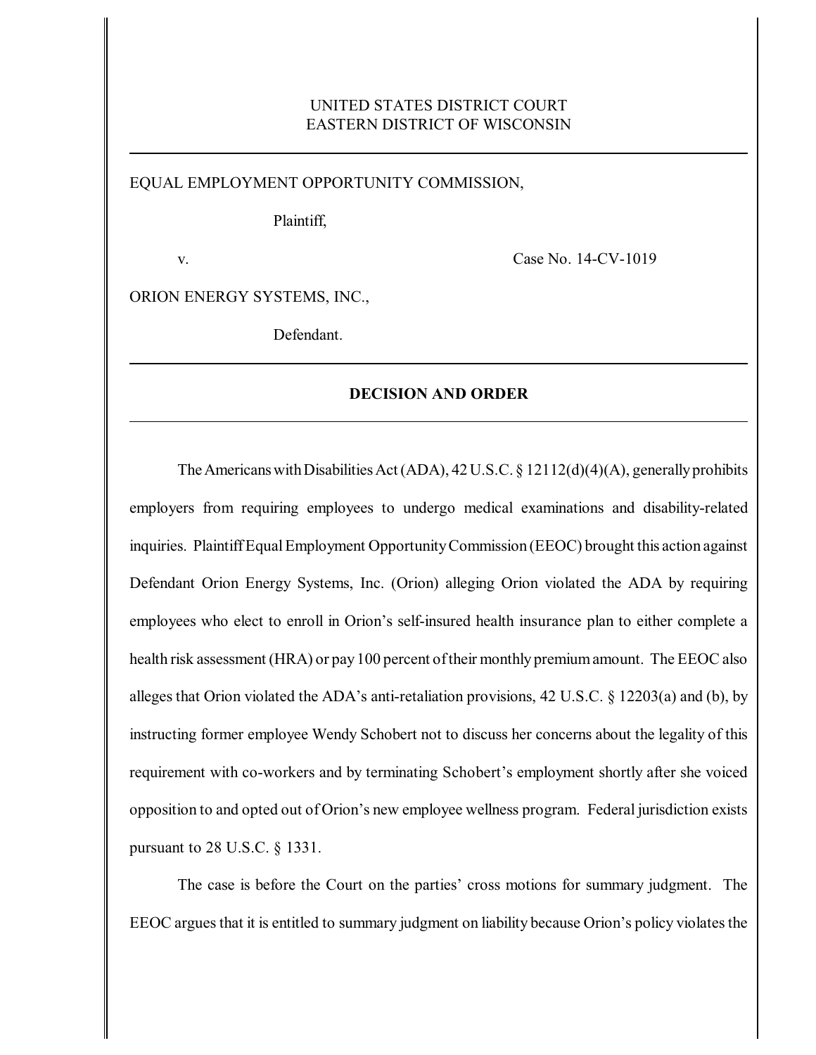UNITED STATES DISTRICT COURT
EASTERN DISTRICT OF WISCONSIN

---

EQUAL EMPLOYMENT OPPORTUNITY COMMISSION,

Plaintiff,

v. Case No. 14-CV-1019

ORION ENERGY SYSTEMS, INC.,

Defendant.

---

## DECISION AND ORDER

---

The Americans with Disabilities Act (ADA), 42 U.S.C. § 12112(d)(4)(A), generally prohibits employers from requiring employees to undergo medical examinations and disability-related inquiries. Plaintiff Equal Employment Opportunity Commission (EEOC) brought this action against Defendant Orion Energy Systems, Inc. (Orion) alleging Orion violated the ADA by requiring employees who elect to enroll in Orion's self-insured health insurance plan to either complete a health risk assessment (HRA) or pay 100 percent of their monthly premium amount. The EEOC also alleges that Orion violated the ADA's anti-retaliation provisions, 42 U.S.C. § 12203(a) and (b), by instructing former employee Wendy Schobert not to discuss her concerns about the legality of this requirement with co-workers and by terminating Schobert's employment shortly after she voiced opposition to and opted out of Orion's new employee wellness program. Federal jurisdiction exists pursuant to 28 U.S.C. § 1331.

The case is before the Court on the parties' cross motions for summary judgment. The EEOC argues that it is entitled to summary judgment on liability because Orion's policy violates the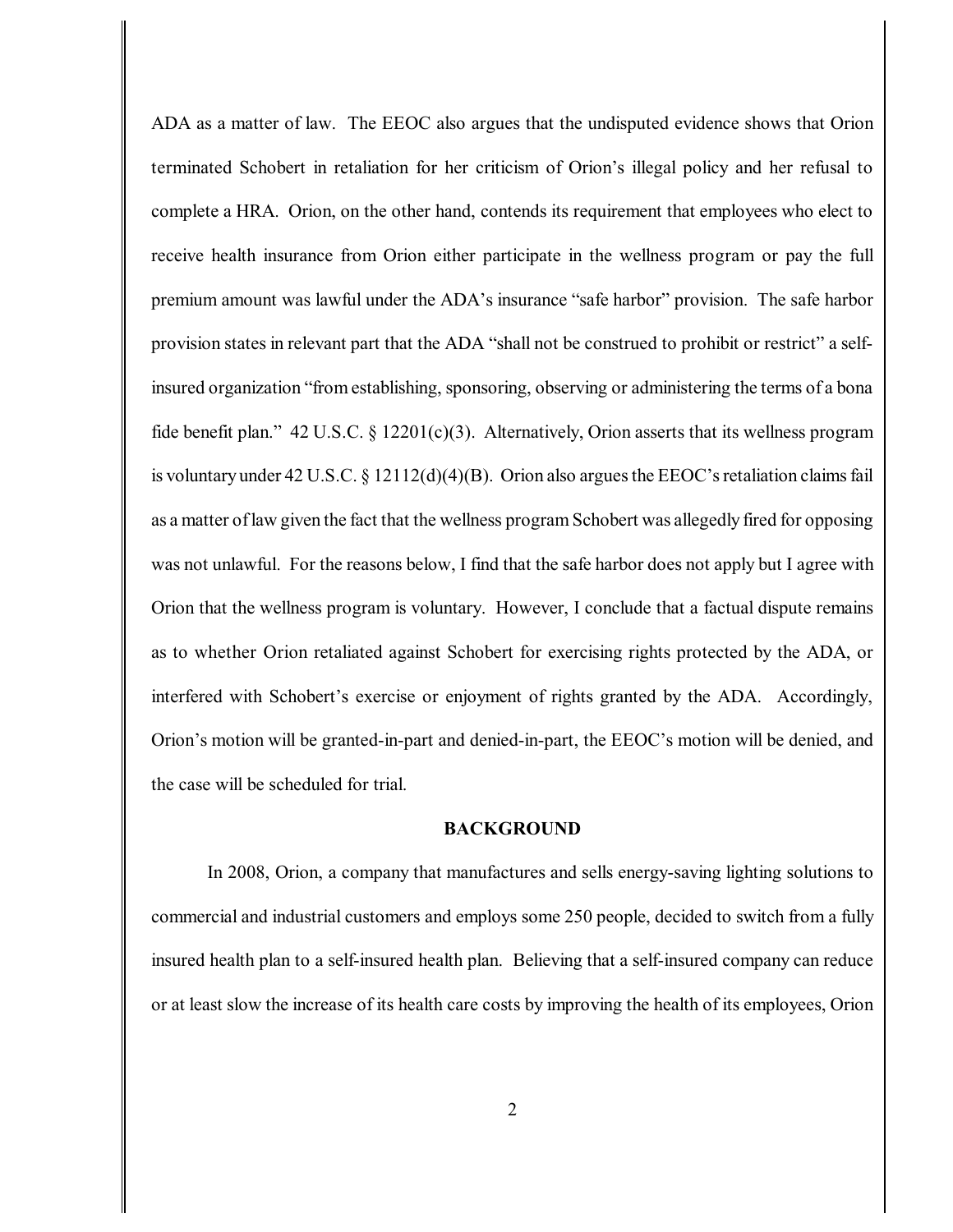ADA as a matter of law. The EEOC also argues that the undisputed evidence shows that Orion terminated Schobert in retaliation for her criticism of Orion's illegal policy and her refusal to complete a HRA. Orion, on the other hand, contends its requirement that employees who elect to receive health insurance from Orion either participate in the wellness program or pay the full premium amount was lawful under the ADA's insurance "safe harbor" provision. The safe harbor provision states in relevant part that the ADA "shall not be construed to prohibit or restrict" a self-insured organization "from establishing, sponsoring, observing or administering the terms of a bona fide benefit plan." 42 U.S.C. § 12201(c)(3). Alternatively, Orion asserts that its wellness program is voluntary under 42 U.S.C. § 12112(d)(4)(B). Orion also argues the EEOC's retaliation claims fail as a matter of law given the fact that the wellness program Schobert was allegedly fired for opposing was not unlawful. For the reasons below, I find that the safe harbor does not apply but I agree with Orion that the wellness program is voluntary. However, I conclude that a factual dispute remains as to whether Orion retaliated against Schobert for exercising rights protected by the ADA, or interfered with Schobert's exercise or enjoyment of rights granted by the ADA. Accordingly, Orion's motion will be granted-in-part and denied-in-part, the EEOC's motion will be denied, and the case will be scheduled for trial.

## BACKGROUND

In 2008, Orion, a company that manufactures and sells energy-saving lighting solutions to commercial and industrial customers and employs some 250 people, decided to switch from a fully insured health plan to a self-insured health plan. Believing that a self-insured company can reduce or at least slow the increase of its health care costs by improving the health of its employees, Orion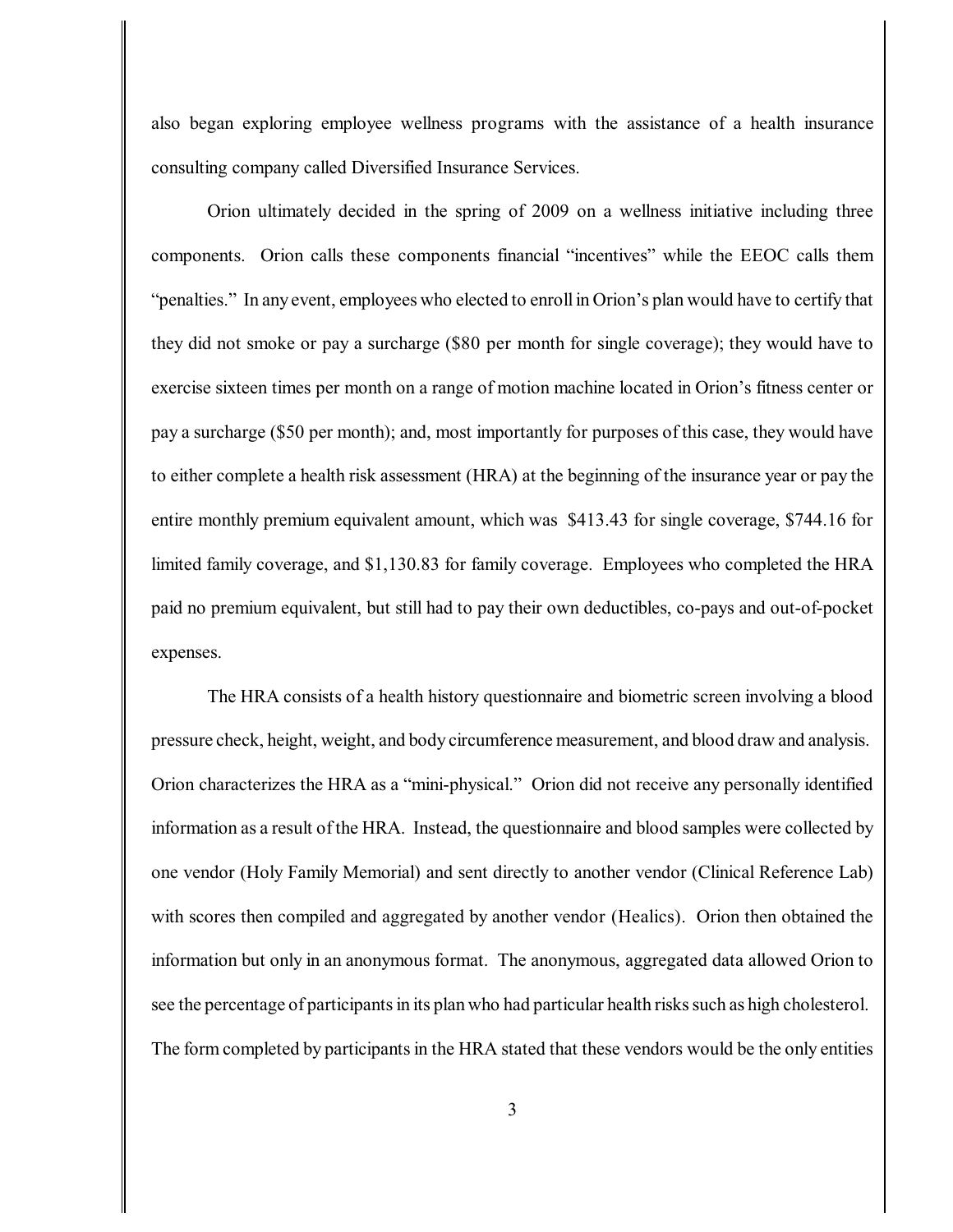also began exploring employee wellness programs with the assistance of a health insurance consulting company called Diversified Insurance Services.

Orion ultimately decided in the spring of 2009 on a wellness initiative including three components. Orion calls these components financial "incentives" while the EEOC calls them "penalties." In any event, employees who elected to enroll in Orion's plan would have to certify that they did not smoke or pay a surcharge ($80 per month for single coverage); they would have to exercise sixteen times per month on a range of motion machine located in Orion's fitness center or pay a surcharge ($50 per month); and, most importantly for purposes of this case, they would have to either complete a health risk assessment (HRA) at the beginning of the insurance year or pay the entire monthly premium equivalent amount, which was $413.43 for single coverage, $744.16 for limited family coverage, and $1,130.83 for family coverage. Employees who completed the HRA paid no premium equivalent, but still had to pay their own deductibles, co-pays and out-of-pocket expenses.

The HRA consists of a health history questionnaire and biometric screen involving a blood pressure check, height, weight, and body circumference measurement, and blood draw and analysis. Orion characterizes the HRA as a "mini-physical." Orion did not receive any personally identified information as a result of the HRA. Instead, the questionnaire and blood samples were collected by one vendor (Holy Family Memorial) and sent directly to another vendor (Clinical Reference Lab) with scores then compiled and aggregated by another vendor (Healics). Orion then obtained the information but only in an anonymous format. The anonymous, aggregated data allowed Orion to see the percentage of participants in its plan who had particular health risks such as high cholesterol. The form completed by participants in the HRA stated that these vendors would be the only entities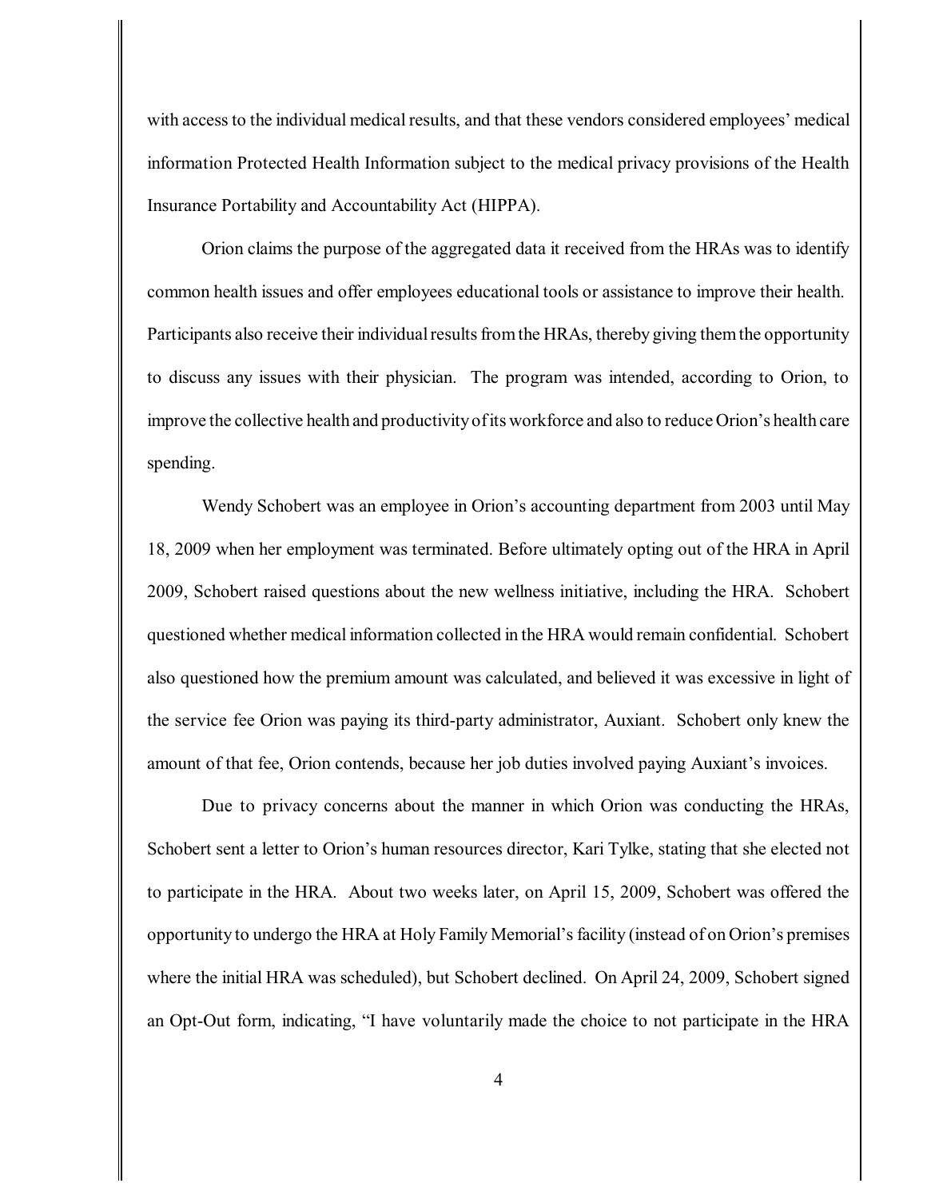with access to the individual medical results, and that these vendors considered employees' medical information Protected Health Information subject to the medical privacy provisions of the Health Insurance Portability and Accountability Act (HIPPA).

Orion claims the purpose of the aggregated data it received from the HRAs was to identify common health issues and offer employees educational tools or assistance to improve their health. Participants also receive their individual results from the HRAs, thereby giving them the opportunity to discuss any issues with their physician. The program was intended, according to Orion, to improve the collective health and productivity of its workforce and also to reduce Orion's health care spending.

Wendy Schobert was an employee in Orion's accounting department from 2003 until May 18, 2009 when her employment was terminated. Before ultimately opting out of the HRA in April 2009, Schobert raised questions about the new wellness initiative, including the HRA. Schobert questioned whether medical information collected in the HRA would remain confidential. Schobert also questioned how the premium amount was calculated, and believed it was excessive in light of the service fee Orion was paying its third-party administrator, Auxiant. Schobert only knew the amount of that fee, Orion contends, because her job duties involved paying Auxiant's invoices.

Due to privacy concerns about the manner in which Orion was conducting the HRAs, Schobert sent a letter to Orion's human resources director, Kari Tylke, stating that she elected not to participate in the HRA. About two weeks later, on April 15, 2009, Schobert was offered the opportunity to undergo the HRA at Holy Family Memorial's facility (instead of on Orion's premises where the initial HRA was scheduled), but Schobert declined. On April 24, 2009, Schobert signed an Opt-Out form, indicating, "I have voluntarily made the choice to not participate in the HRA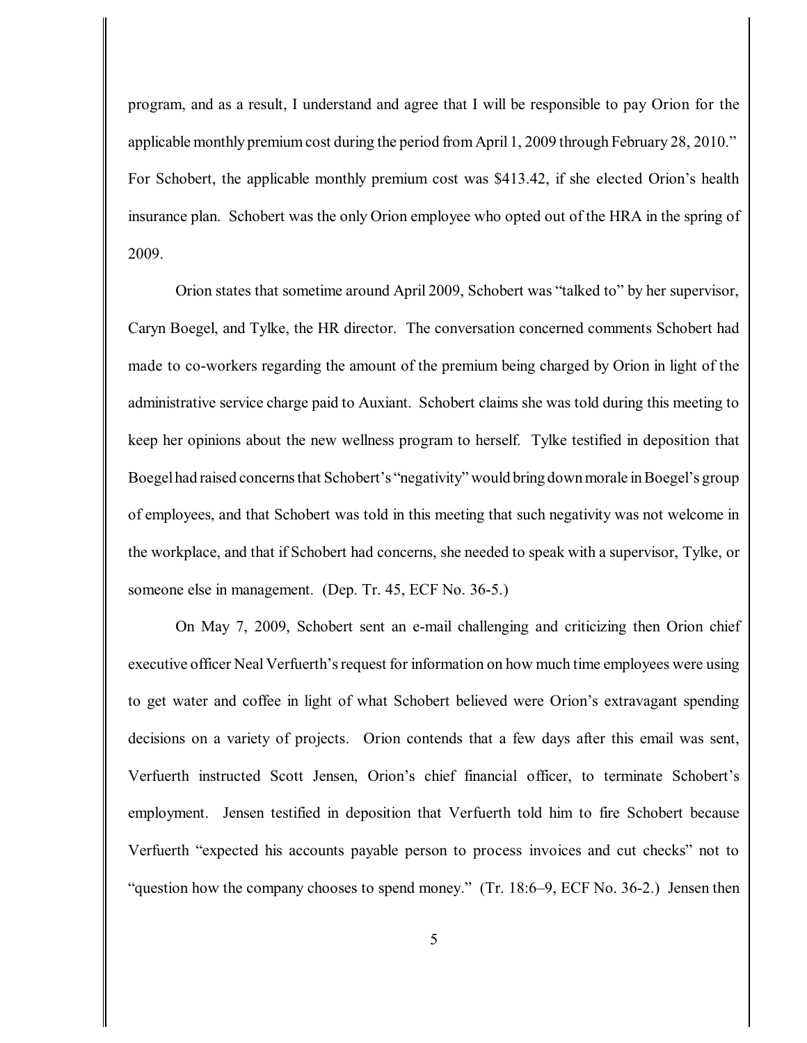program, and as a result, I understand and agree that I will be responsible to pay Orion for the applicable monthly premium cost during the period from April 1, 2009 through February 28, 2010." For Schobert, the applicable monthly premium cost was $413.42, if she elected Orion's health insurance plan. Schobert was the only Orion employee who opted out of the HRA in the spring of 2009.

Orion states that sometime around April 2009, Schobert was "talked to" by her supervisor, Caryn Boegel, and Tylke, the HR director. The conversation concerned comments Schobert had made to co-workers regarding the amount of the premium being charged by Orion in light of the administrative service charge paid to Auxiant. Schobert claims she was told during this meeting to keep her opinions about the new wellness program to herself. Tylke testified in deposition that Boegel had raised concerns that Schobert's "negativity" would bring down morale in Boegel's group of employees, and that Schobert was told in this meeting that such negativity was not welcome in the workplace, and that if Schobert had concerns, she needed to speak with a supervisor, Tylke, or someone else in management. (Dep. Tr. 45, ECF No. 36-5.)

On May 7, 2009, Schobert sent an e-mail challenging and criticizing then Orion chief executive officer Neal Verfuerth's request for information on how much time employees were using to get water and coffee in light of what Schobert believed were Orion's extravagant spending decisions on a variety of projects. Orion contends that a few days after this email was sent, Verfuerth instructed Scott Jensen, Orion's chief financial officer, to terminate Schobert's employment. Jensen testified in deposition that Verfuerth told him to fire Schobert because Verfuerth "expected his accounts payable person to process invoices and cut checks" not to "question how the company chooses to spend money." (Tr. 18:6–9, ECF No. 36-2.) Jensen then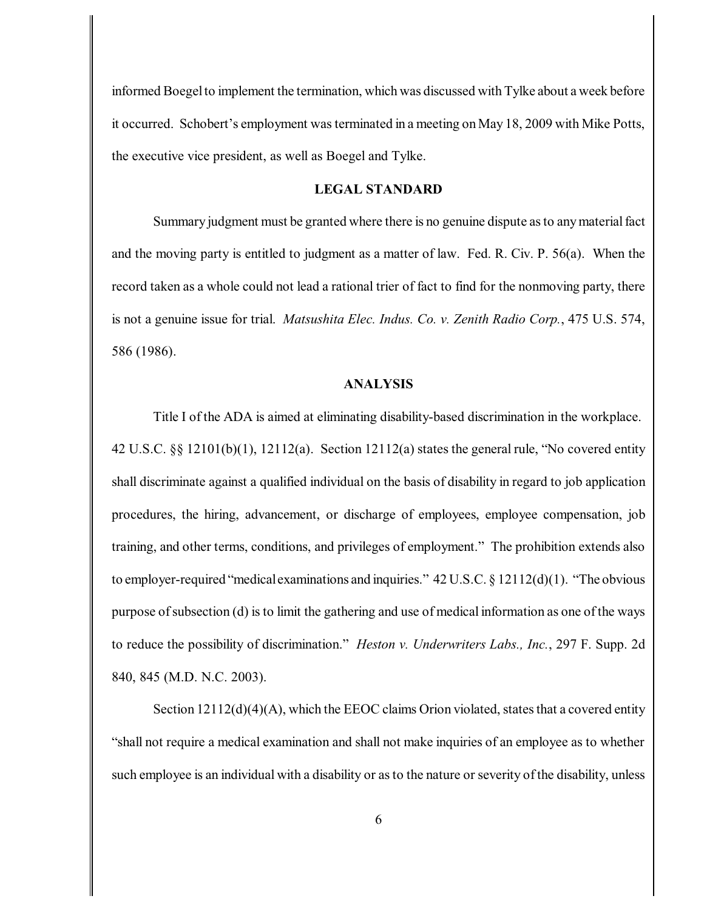informed Boegel to implement the termination, which was discussed with Tylke about a week before it occurred. Schobert's employment was terminated in a meeting on May 18, 2009 with Mike Potts, the executive vice president, as well as Boegel and Tylke.

## LEGAL STANDARD

Summary judgment must be granted where there is no genuine dispute as to any material fact and the moving party is entitled to judgment as a matter of law. Fed. R. Civ. P. 56(a). When the record taken as a whole could not lead a rational trier of fact to find for the nonmoving party, there is not a genuine issue for trial. *Matsushita Elec. Indus. Co. v. Zenith Radio Corp.*, 475 U.S. 574, 586 (1986).

## ANALYSIS

Title I of the ADA is aimed at eliminating disability-based discrimination in the workplace. 42 U.S.C. §§ 12101(b)(1), 12112(a). Section 12112(a) states the general rule, "No covered entity shall discriminate against a qualified individual on the basis of disability in regard to job application procedures, the hiring, advancement, or discharge of employees, employee compensation, job training, and other terms, conditions, and privileges of employment." The prohibition extends also to employer-required "medical examinations and inquiries." 42 U.S.C. § 12112(d)(1). "The obvious purpose of subsection (d) is to limit the gathering and use of medical information as one of the ways to reduce the possibility of discrimination." *Heston v. Underwriters Labs., Inc.*, 297 F. Supp. 2d 840, 845 (M.D. N.C. 2003).

Section 12112(d)(4)(A), which the EEOC claims Orion violated, states that a covered entity "shall not require a medical examination and shall not make inquiries of an employee as to whether such employee is an individual with a disability or as to the nature or severity of the disability, unless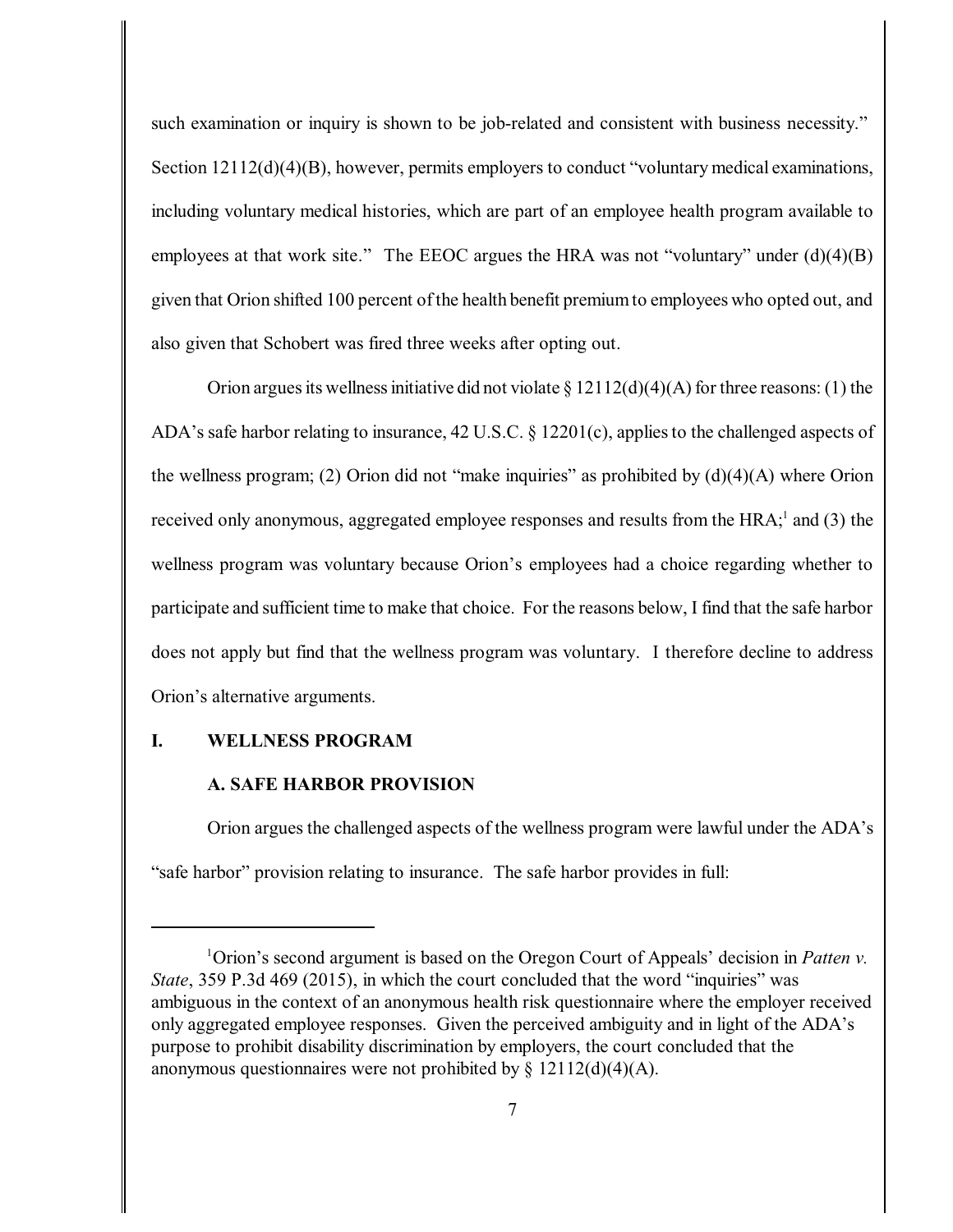such examination or inquiry is shown to be job-related and consistent with business necessity." Section 12112(d)(4)(B), however, permits employers to conduct "voluntary medical examinations, including voluntary medical histories, which are part of an employee health program available to employees at that work site." The EEOC argues the HRA was not "voluntary" under (d)(4)(B) given that Orion shifted 100 percent of the health benefit premium to employees who opted out, and also given that Schobert was fired three weeks after opting out.

Orion argues its wellness initiative did not violate § 12112(d)(4)(A) for three reasons: (1) the ADA's safe harbor relating to insurance, 42 U.S.C. § 12201(c), applies to the challenged aspects of the wellness program; (2) Orion did not "make inquiries" as prohibited by (d)(4)(A) where Orion received only anonymous, aggregated employee responses and results from the HRA;[1] and (3) the wellness program was voluntary because Orion's employees had a choice regarding whether to participate and sufficient time to make that choice. For the reasons below, I find that the safe harbor does not apply but find that the wellness program was voluntary. I therefore decline to address Orion's alternative arguments.

## I. WELLNESS PROGRAM

### A. SAFE HARBOR PROVISION

Orion argues the challenged aspects of the wellness program were lawful under the ADA's "safe harbor" provision relating to insurance. The safe harbor provides in full:

---

[1] Orion's second argument is based on the Oregon Court of Appeals' decision in *Patten v. State*, 359 P.3d 469 (2015), in which the court concluded that the word "inquiries" was ambiguous in the context of an anonymous health risk questionnaire where the employer received only aggregated employee responses. Given the perceived ambiguity and in light of the ADA's purpose to prohibit disability discrimination by employers, the court concluded that the anonymous questionnaires were not prohibited by § 12112(d)(4)(A).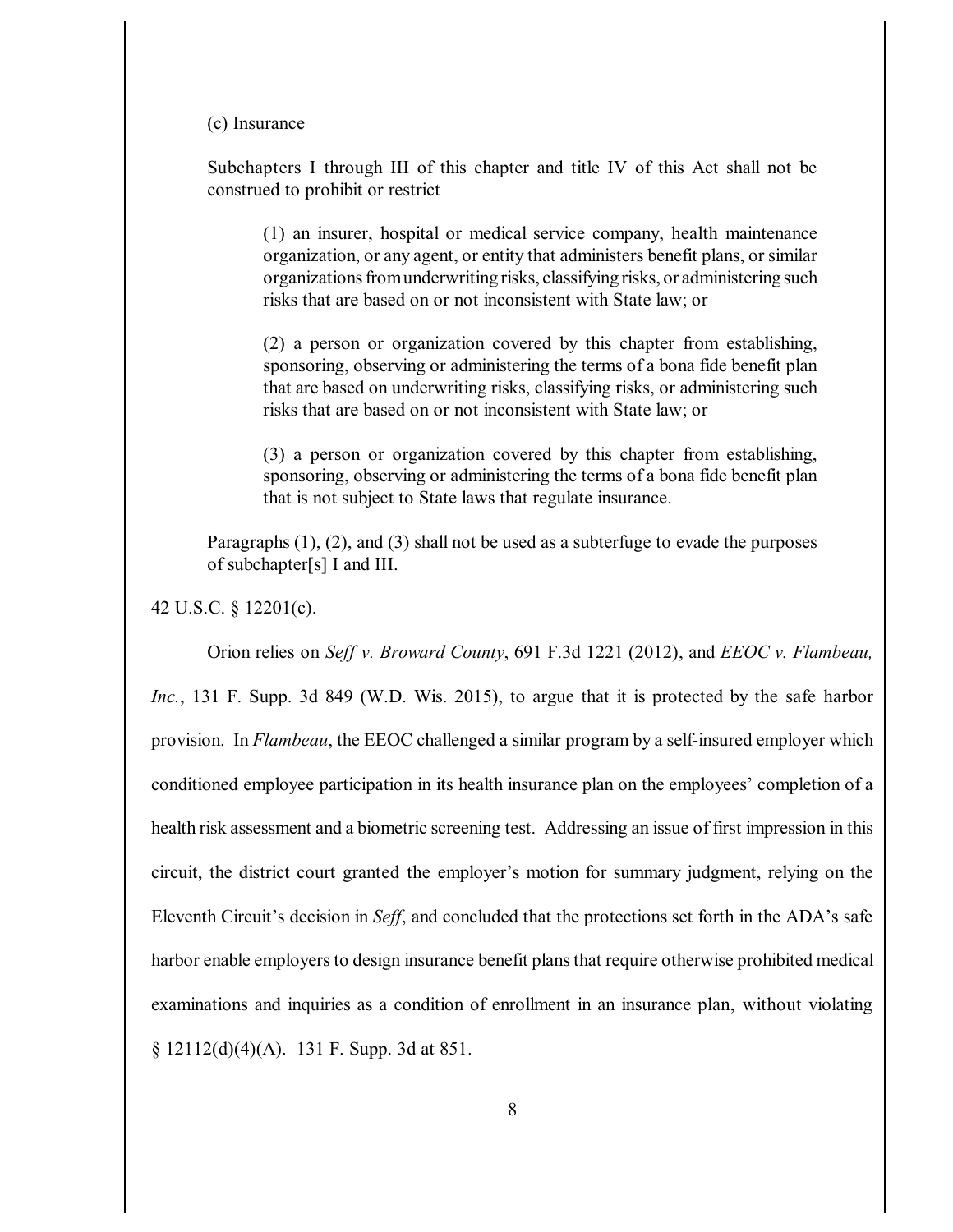(c) Insurance

Subchapters I through III of this chapter and title IV of this Act shall not be construed to prohibit or restrict—

> (1) an insurer, hospital or medical service company, health maintenance organization, or any agent, or entity that administers benefit plans, or similar organizations from underwriting risks, classifying risks, or administering such risks that are based on or not inconsistent with State law; or
>
> (2) a person or organization covered by this chapter from establishing, sponsoring, observing or administering the terms of a bona fide benefit plan that are based on underwriting risks, classifying risks, or administering such risks that are based on or not inconsistent with State law; or
>
> (3) a person or organization covered by this chapter from establishing, sponsoring, observing or administering the terms of a bona fide benefit plan that is not subject to State laws that regulate insurance.

Paragraphs (1), (2), and (3) shall not be used as a subterfuge to evade the purposes of subchapter[s] I and III.

42 U.S.C. § 12201(c).

Orion relies on *Seff v. Broward County*, 691 F.3d 1221 (2012), and *EEOC v. Flambeau, Inc.*, 131 F. Supp. 3d 849 (W.D. Wis. 2015), to argue that it is protected by the safe harbor provision. In *Flambeau*, the EEOC challenged a similar program by a self-insured employer which conditioned employee participation in its health insurance plan on the employees' completion of a health risk assessment and a biometric screening test. Addressing an issue of first impression in this circuit, the district court granted the employer's motion for summary judgment, relying on the Eleventh Circuit's decision in *Seff*, and concluded that the protections set forth in the ADA's safe harbor enable employers to design insurance benefit plans that require otherwise prohibited medical examinations and inquiries as a condition of enrollment in an insurance plan, without violating § 12112(d)(4)(A). 131 F. Supp. 3d at 851.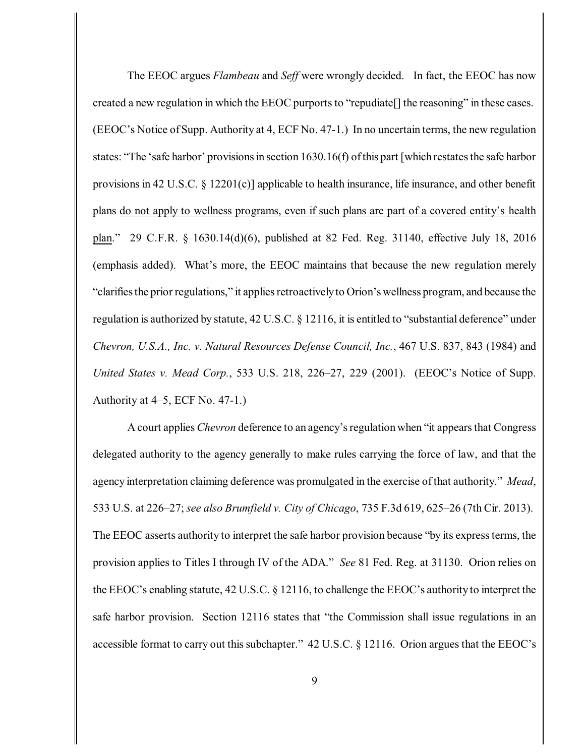The EEOC argues *Flambeau* and *Seff* were wrongly decided. In fact, the EEOC has now created a new regulation in which the EEOC purports to "repudiate[] the reasoning" in these cases. (EEOC's Notice of Supp. Authority at 4, ECF No. 47-1.) In no uncertain terms, the new regulation states: "The 'safe harbor' provisions in section 1630.16(f) of this part [which restates the safe harbor provisions in 42 U.S.C. § 12201(c)] applicable to health insurance, life insurance, and other benefit plans <u>do not apply to wellness programs, even if such plans are part of a covered entity's health plan</u>." 29 C.F.R. § 1630.14(d)(6), published at 82 Fed. Reg. 31140, effective July 18, 2016 (emphasis added). What's more, the EEOC maintains that because the new regulation merely "clarifies the prior regulations," it applies retroactively to Orion's wellness program, and because the regulation is authorized by statute, 42 U.S.C. § 12116, it is entitled to "substantial deference" under *Chevron, U.S.A., Inc. v. Natural Resources Defense Council, Inc.*, 467 U.S. 837, 843 (1984) and *United States v. Mead Corp.*, 533 U.S. 218, 226–27, 229 (2001). (EEOC's Notice of Supp. Authority at 4–5, ECF No. 47-1.)

A court applies *Chevron* deference to an agency's regulation when "it appears that Congress delegated authority to the agency generally to make rules carrying the force of law, and that the agency interpretation claiming deference was promulgated in the exercise of that authority." *Mead*, 533 U.S. at 226–27; *see also Brumfield v. City of Chicago*, 735 F.3d 619, 625–26 (7th Cir. 2013). The EEOC asserts authority to interpret the safe harbor provision because "by its express terms, the provision applies to Titles I through IV of the ADA." *See* 81 Fed. Reg. at 31130. Orion relies on the EEOC's enabling statute, 42 U.S.C. § 12116, to challenge the EEOC's authority to interpret the safe harbor provision. Section 12116 states that "the Commission shall issue regulations in an accessible format to carry out this subchapter." 42 U.S.C. § 12116. Orion argues that the EEOC's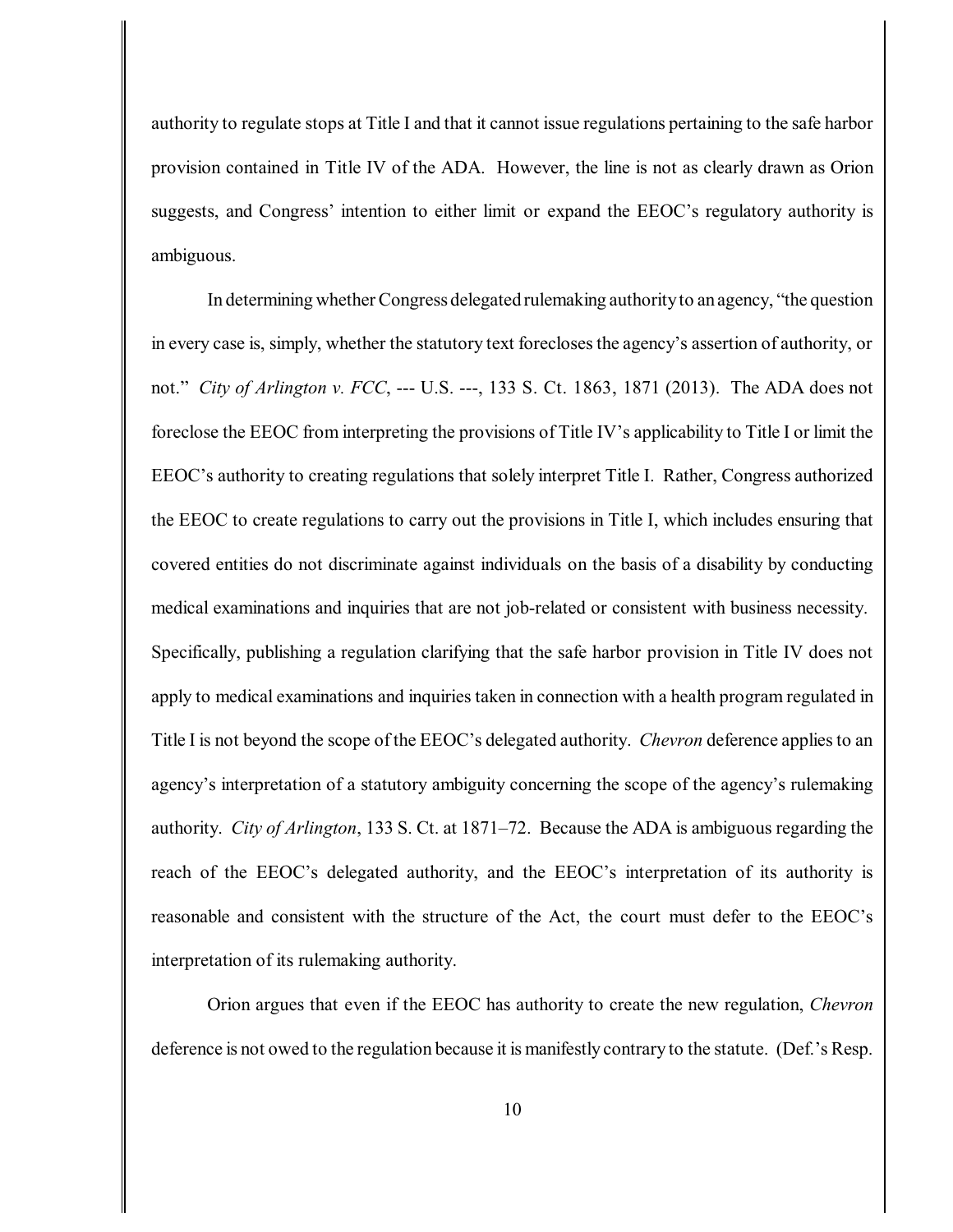authority to regulate stops at Title I and that it cannot issue regulations pertaining to the safe harbor provision contained in Title IV of the ADA. However, the line is not as clearly drawn as Orion suggests, and Congress' intention to either limit or expand the EEOC's regulatory authority is ambiguous.

In determining whether Congress delegated rulemaking authority to an agency, "the question in every case is, simply, whether the statutory text forecloses the agency's assertion of authority, or not." *City of Arlington v. FCC*, --- U.S. ---, 133 S. Ct. 1863, 1871 (2013). The ADA does not foreclose the EEOC from interpreting the provisions of Title IV's applicability to Title I or limit the EEOC's authority to creating regulations that solely interpret Title I. Rather, Congress authorized the EEOC to create regulations to carry out the provisions in Title I, which includes ensuring that covered entities do not discriminate against individuals on the basis of a disability by conducting medical examinations and inquiries that are not job-related or consistent with business necessity. Specifically, publishing a regulation clarifying that the safe harbor provision in Title IV does not apply to medical examinations and inquiries taken in connection with a health program regulated in Title I is not beyond the scope of the EEOC's delegated authority. *Chevron* deference applies to an agency's interpretation of a statutory ambiguity concerning the scope of the agency's rulemaking authority. *City of Arlington*, 133 S. Ct. at 1871–72. Because the ADA is ambiguous regarding the reach of the EEOC's delegated authority, and the EEOC's interpretation of its authority is reasonable and consistent with the structure of the Act, the court must defer to the EEOC's interpretation of its rulemaking authority.

Orion argues that even if the EEOC has authority to create the new regulation, *Chevron* deference is not owed to the regulation because it is manifestly contrary to the statute. (Def.'s Resp.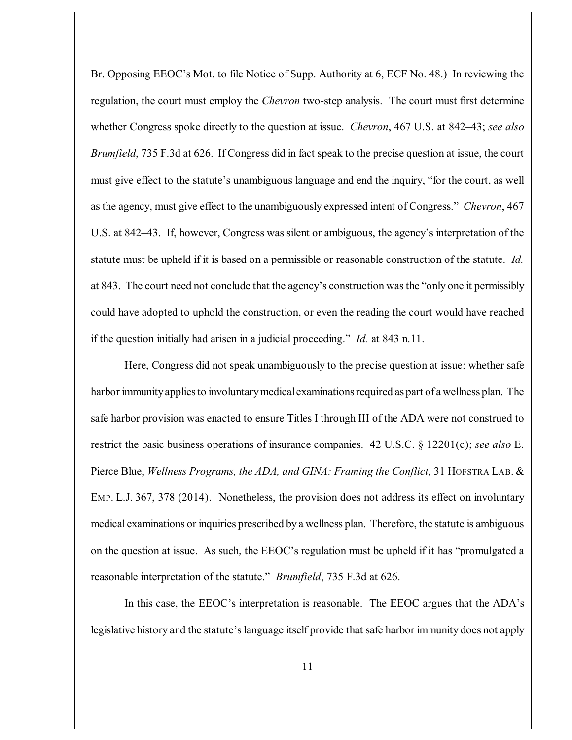Br. Opposing EEOC's Mot. to file Notice of Supp. Authority at 6, ECF No. 48.) In reviewing the regulation, the court must employ the *Chevron* two-step analysis. The court must first determine whether Congress spoke directly to the question at issue. *Chevron*, 467 U.S. at 842–43; *see also Brumfield*, 735 F.3d at 626. If Congress did in fact speak to the precise question at issue, the court must give effect to the statute's unambiguous language and end the inquiry, "for the court, as well as the agency, must give effect to the unambiguously expressed intent of Congress." *Chevron*, 467 U.S. at 842–43. If, however, Congress was silent or ambiguous, the agency's interpretation of the statute must be upheld if it is based on a permissible or reasonable construction of the statute. *Id.* at 843. The court need not conclude that the agency's construction was the "only one it permissibly could have adopted to uphold the construction, or even the reading the court would have reached if the question initially had arisen in a judicial proceeding." *Id.* at 843 n.11.

Here, Congress did not speak unambiguously to the precise question at issue: whether safe harbor immunity applies to involuntary medical examinations required as part of a wellness plan. The safe harbor provision was enacted to ensure Titles I through III of the ADA were not construed to restrict the basic business operations of insurance companies. 42 U.S.C. § 12201(c); *see also* E. Pierce Blue, *Wellness Programs, the ADA, and GINA: Framing the Conflict*, 31 HOFSTRA LAB. & EMP. L.J. 367, 378 (2014). Nonetheless, the provision does not address its effect on involuntary medical examinations or inquiries prescribed by a wellness plan. Therefore, the statute is ambiguous on the question at issue. As such, the EEOC's regulation must be upheld if it has "promulgated a reasonable interpretation of the statute." *Brumfield*, 735 F.3d at 626.

In this case, the EEOC's interpretation is reasonable. The EEOC argues that the ADA's legislative history and the statute's language itself provide that safe harbor immunity does not apply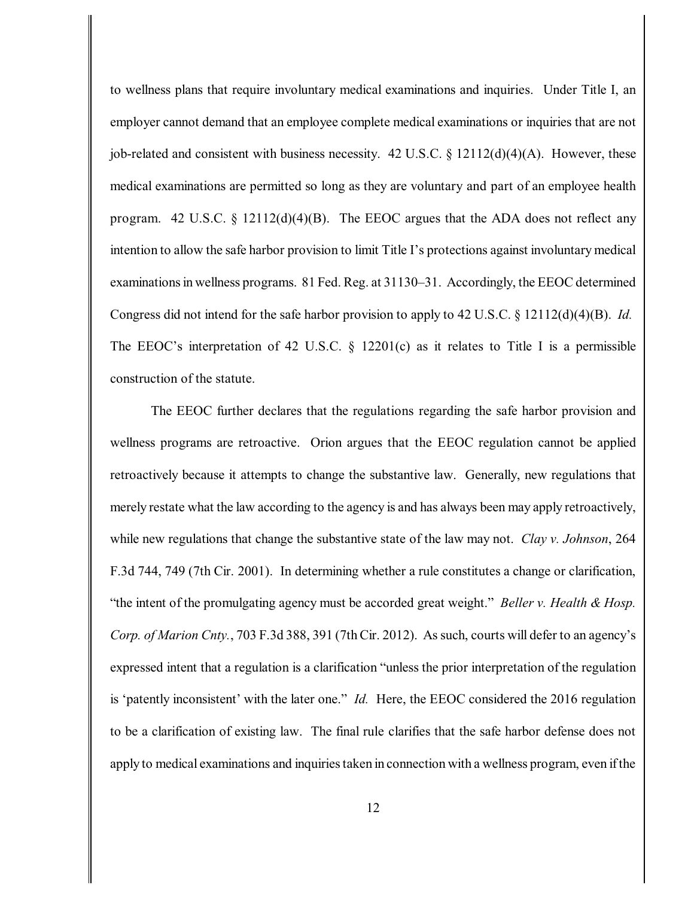to wellness plans that require involuntary medical examinations and inquiries. Under Title I, an employer cannot demand that an employee complete medical examinations or inquiries that are not job-related and consistent with business necessity. 42 U.S.C. § 12112(d)(4)(A). However, these medical examinations are permitted so long as they are voluntary and part of an employee health program. 42 U.S.C. § 12112(d)(4)(B). The EEOC argues that the ADA does not reflect any intention to allow the safe harbor provision to limit Title I's protections against involuntary medical examinations in wellness programs. 81 Fed. Reg. at 31130–31. Accordingly, the EEOC determined Congress did not intend for the safe harbor provision to apply to 42 U.S.C. § 12112(d)(4)(B). *Id.* The EEOC's interpretation of 42 U.S.C. § 12201(c) as it relates to Title I is a permissible construction of the statute.

The EEOC further declares that the regulations regarding the safe harbor provision and wellness programs are retroactive. Orion argues that the EEOC regulation cannot be applied retroactively because it attempts to change the substantive law. Generally, new regulations that merely restate what the law according to the agency is and has always been may apply retroactively, while new regulations that change the substantive state of the law may not. *Clay v. Johnson*, 264 F.3d 744, 749 (7th Cir. 2001). In determining whether a rule constitutes a change or clarification, "the intent of the promulgating agency must be accorded great weight." *Beller v. Health & Hosp. Corp. of Marion Cnty.*, 703 F.3d 388, 391 (7th Cir. 2012). As such, courts will defer to an agency's expressed intent that a regulation is a clarification "unless the prior interpretation of the regulation is 'patently inconsistent' with the later one." *Id.* Here, the EEOC considered the 2016 regulation to be a clarification of existing law. The final rule clarifies that the safe harbor defense does not apply to medical examinations and inquiries taken in connection with a wellness program, even if the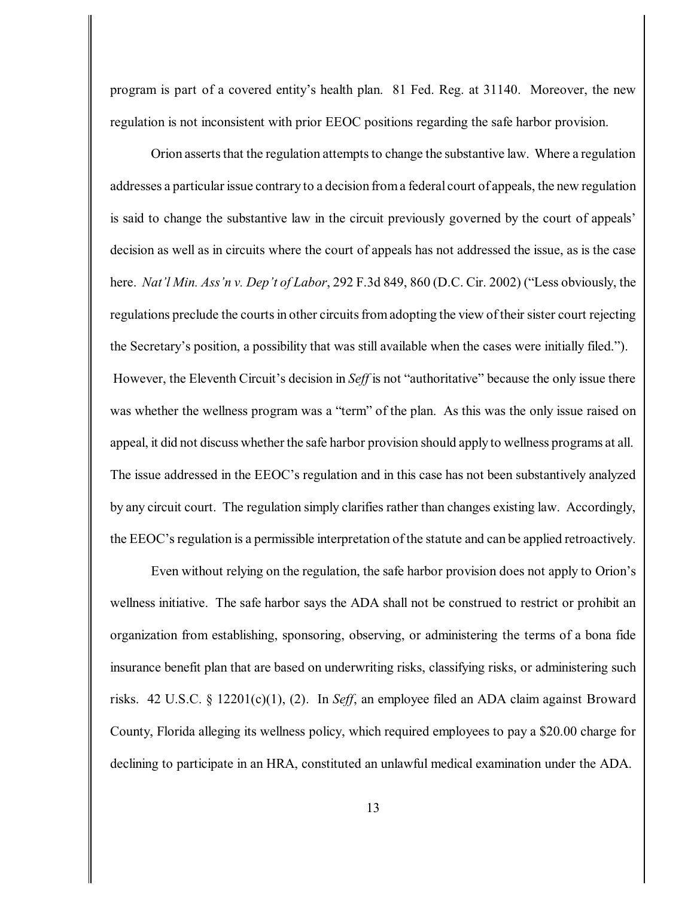program is part of a covered entity's health plan. 81 Fed. Reg. at 31140. Moreover, the new regulation is not inconsistent with prior EEOC positions regarding the safe harbor provision.

Orion asserts that the regulation attempts to change the substantive law. Where a regulation addresses a particular issue contrary to a decision from a federal court of appeals, the new regulation is said to change the substantive law in the circuit previously governed by the court of appeals' decision as well as in circuits where the court of appeals has not addressed the issue, as is the case here. *Nat'l Min. Ass'n v. Dep't of Labor*, 292 F.3d 849, 860 (D.C. Cir. 2002) ("Less obviously, the regulations preclude the courts in other circuits from adopting the view of their sister court rejecting the Secretary's position, a possibility that was still available when the cases were initially filed."). However, the Eleventh Circuit's decision in *Seff* is not "authoritative" because the only issue there was whether the wellness program was a "term" of the plan. As this was the only issue raised on appeal, it did not discuss whether the safe harbor provision should apply to wellness programs at all. The issue addressed in the EEOC's regulation and in this case has not been substantively analyzed by any circuit court. The regulation simply clarifies rather than changes existing law. Accordingly, the EEOC's regulation is a permissible interpretation of the statute and can be applied retroactively.

Even without relying on the regulation, the safe harbor provision does not apply to Orion's wellness initiative. The safe harbor says the ADA shall not be construed to restrict or prohibit an organization from establishing, sponsoring, observing, or administering the terms of a bona fide insurance benefit plan that are based on underwriting risks, classifying risks, or administering such risks. 42 U.S.C. § 12201(c)(1), (2). In *Seff*, an employee filed an ADA claim against Broward County, Florida alleging its wellness policy, which required employees to pay a $20.00 charge for declining to participate in an HRA, constituted an unlawful medical examination under the ADA.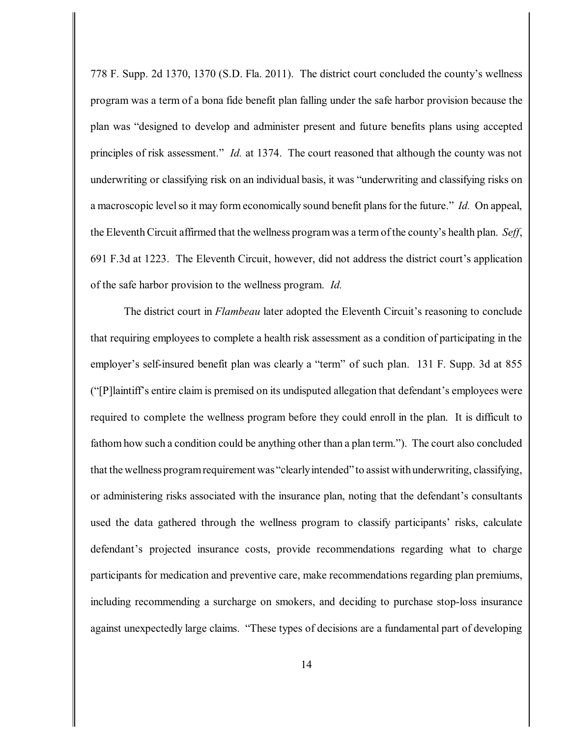778 F. Supp. 2d 1370, 1370 (S.D. Fla. 2011). The district court concluded the county's wellness program was a term of a bona fide benefit plan falling under the safe harbor provision because the plan was "designed to develop and administer present and future benefits plans using accepted principles of risk assessment." *Id.* at 1374. The court reasoned that although the county was not underwriting or classifying risk on an individual basis, it was "underwriting and classifying risks on a macroscopic level so it may form economically sound benefit plans for the future." *Id.* On appeal, the Eleventh Circuit affirmed that the wellness program was a term of the county's health plan. *Seff*, 691 F.3d at 1223. The Eleventh Circuit, however, did not address the district court's application of the safe harbor provision to the wellness program. *Id.*

The district court in *Flambeau* later adopted the Eleventh Circuit's reasoning to conclude that requiring employees to complete a health risk assessment as a condition of participating in the employer's self-insured benefit plan was clearly a "term" of such plan. 131 F. Supp. 3d at 855 ("[P]laintiff's entire claim is premised on its undisputed allegation that defendant's employees were required to complete the wellness program before they could enroll in the plan. It is difficult to fathom how such a condition could be anything other than a plan term."). The court also concluded that the wellness program requirement was "clearly intended" to assist with underwriting, classifying, or administering risks associated with the insurance plan, noting that the defendant's consultants used the data gathered through the wellness program to classify participants' risks, calculate defendant's projected insurance costs, provide recommendations regarding what to charge participants for medication and preventive care, make recommendations regarding plan premiums, including recommending a surcharge on smokers, and deciding to purchase stop-loss insurance against unexpectedly large claims. "These types of decisions are a fundamental part of developing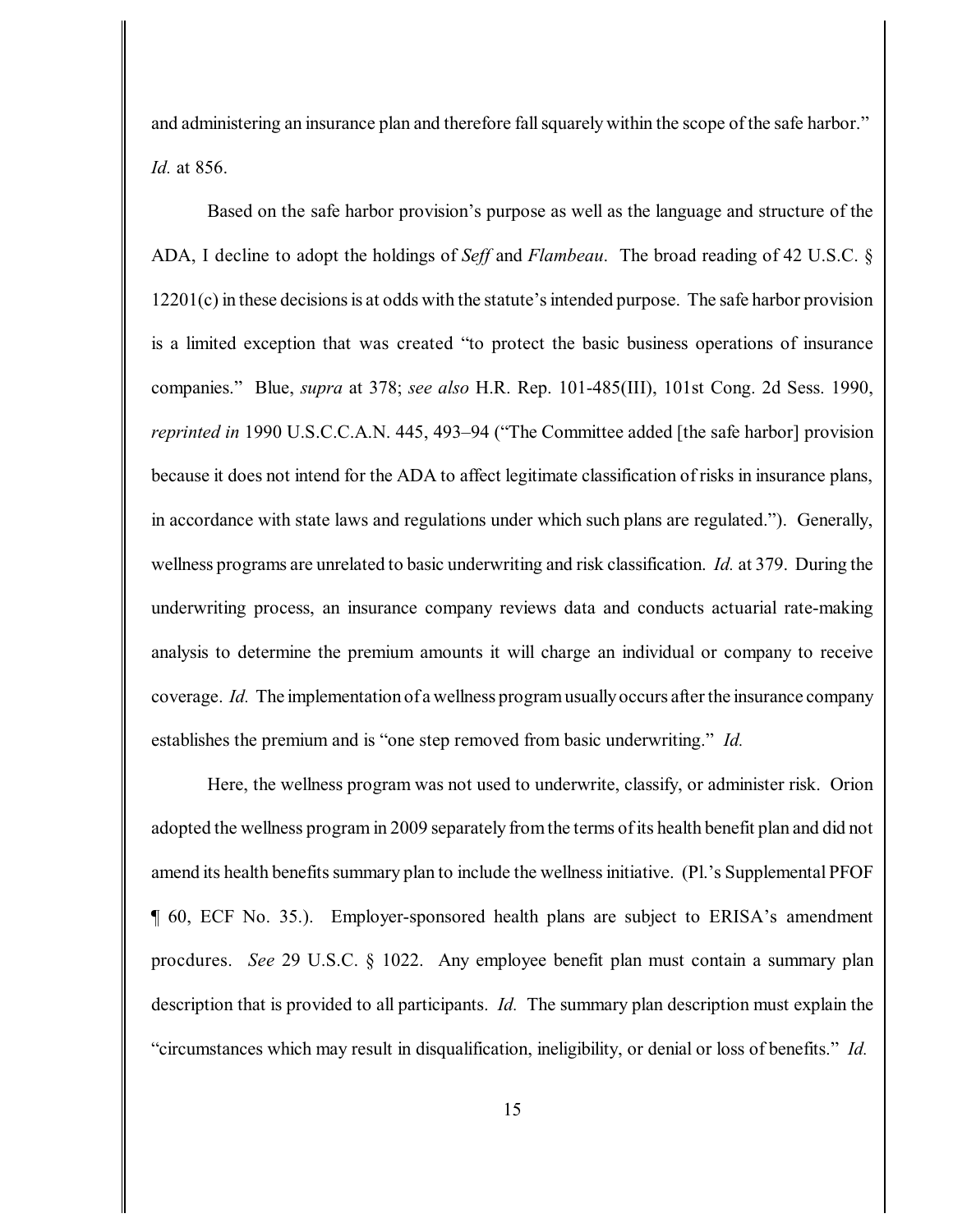and administering an insurance plan and therefore fall squarely within the scope of the safe harbor." *Id.* at 856.

Based on the safe harbor provision's purpose as well as the language and structure of the ADA, I decline to adopt the holdings of *Seff* and *Flambeau*. The broad reading of 42 U.S.C. § 12201(c) in these decisions is at odds with the statute's intended purpose. The safe harbor provision is a limited exception that was created "to protect the basic business operations of insurance companies." Blue, *supra* at 378; *see also* H.R. Rep. 101-485(III), 101st Cong. 2d Sess. 1990, *reprinted in* 1990 U.S.C.C.A.N. 445, 493–94 ("The Committee added [the safe harbor] provision because it does not intend for the ADA to affect legitimate classification of risks in insurance plans, in accordance with state laws and regulations under which such plans are regulated."). Generally, wellness programs are unrelated to basic underwriting and risk classification. *Id.* at 379. During the underwriting process, an insurance company reviews data and conducts actuarial rate-making analysis to determine the premium amounts it will charge an individual or company to receive coverage. *Id.* The implementation of a wellness program usually occurs after the insurance company establishes the premium and is "one step removed from basic underwriting." *Id.*

Here, the wellness program was not used to underwrite, classify, or administer risk. Orion adopted the wellness program in 2009 separately from the terms of its health benefit plan and did not amend its health benefits summary plan to include the wellness initiative. (Pl.'s Supplemental PFOF ¶ 60, ECF No. 35.). Employer-sponsored health plans are subject to ERISA's amendment procdures. *See* 29 U.S.C. § 1022. Any employee benefit plan must contain a summary plan description that is provided to all participants. *Id.* The summary plan description must explain the "circumstances which may result in disqualification, ineligibility, or denial or loss of benefits." *Id.*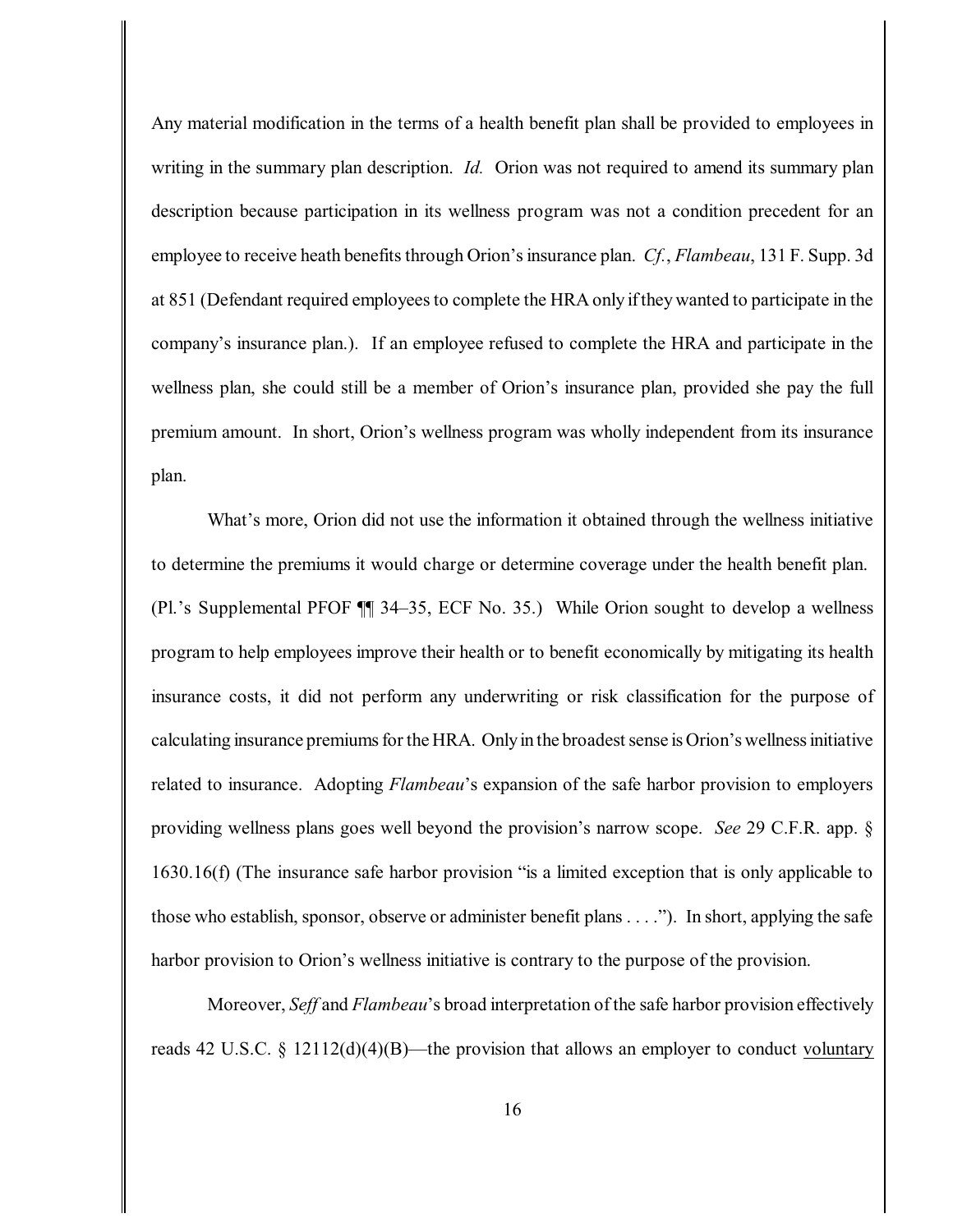Any material modification in the terms of a health benefit plan shall be provided to employees in writing in the summary plan description. *Id.* Orion was not required to amend its summary plan description because participation in its wellness program was not a condition precedent for an employee to receive heath benefits through Orion's insurance plan. *Cf.*, *Flambeau*, 131 F. Supp. 3d at 851 (Defendant required employees to complete the HRA only if they wanted to participate in the company's insurance plan.). If an employee refused to complete the HRA and participate in the wellness plan, she could still be a member of Orion's insurance plan, provided she pay the full premium amount. In short, Orion's wellness program was wholly independent from its insurance plan.

What's more, Orion did not use the information it obtained through the wellness initiative to determine the premiums it would charge or determine coverage under the health benefit plan. (Pl.'s Supplemental PFOF ¶¶ 34–35, ECF No. 35.) While Orion sought to develop a wellness program to help employees improve their health or to benefit economically by mitigating its health insurance costs, it did not perform any underwriting or risk classification for the purpose of calculating insurance premiums for the HRA. Only in the broadest sense is Orion's wellness initiative related to insurance. Adopting *Flambeau*'s expansion of the safe harbor provision to employers providing wellness plans goes well beyond the provision's narrow scope. *See* 29 C.F.R. app. § 1630.16(f) (The insurance safe harbor provision "is a limited exception that is only applicable to those who establish, sponsor, observe or administer benefit plans . . . ."). In short, applying the safe harbor provision to Orion's wellness initiative is contrary to the purpose of the provision.

Moreover, *Seff* and *Flambeau*'s broad interpretation of the safe harbor provision effectively reads 42 U.S.C. § 12112(d)(4)(B)—the provision that allows an employer to conduct <u>voluntary</u>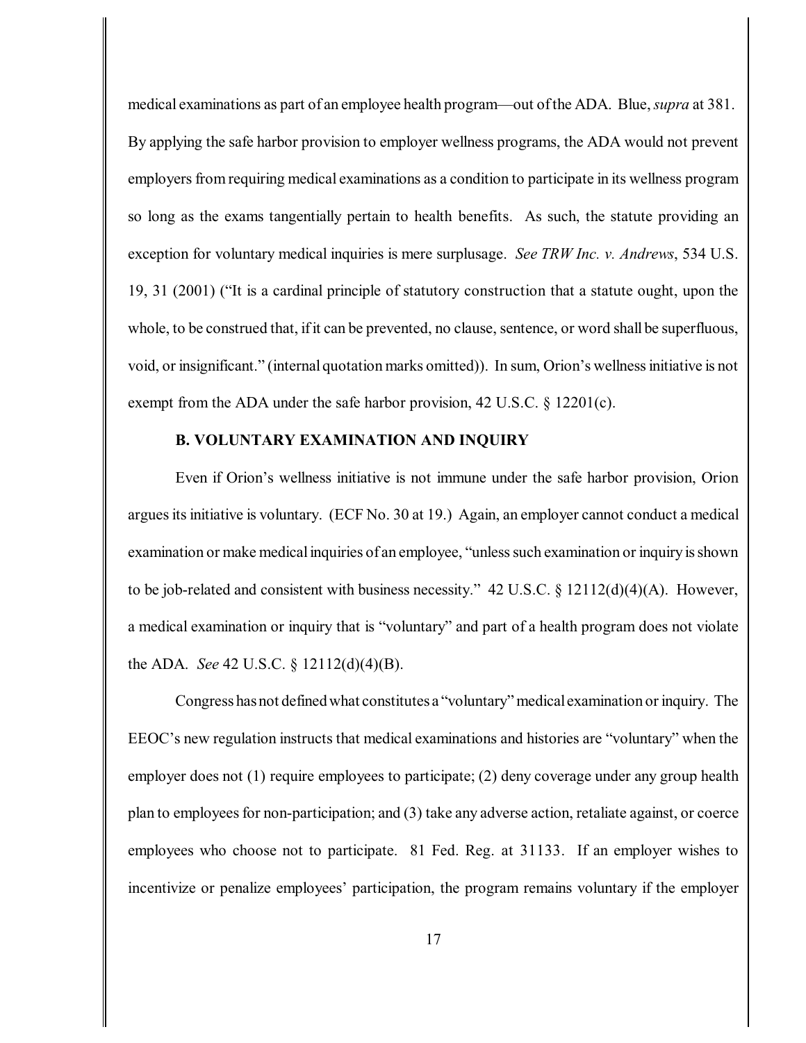medical examinations as part of an employee health program—out of the ADA. Blue, *supra* at 381. By applying the safe harbor provision to employer wellness programs, the ADA would not prevent employers from requiring medical examinations as a condition to participate in its wellness program so long as the exams tangentially pertain to health benefits. As such, the statute providing an exception for voluntary medical inquiries is mere surplusage. *See TRW Inc. v. Andrews*, 534 U.S. 19, 31 (2001) ("It is a cardinal principle of statutory construction that a statute ought, upon the whole, to be construed that, if it can be prevented, no clause, sentence, or word shall be superfluous, void, or insignificant." (internal quotation marks omitted)). In sum, Orion's wellness initiative is not exempt from the ADA under the safe harbor provision, 42 U.S.C. § 12201(c).

### B. VOLUNTARY EXAMINATION AND INQUIRY

Even if Orion's wellness initiative is not immune under the safe harbor provision, Orion argues its initiative is voluntary. (ECF No. 30 at 19.) Again, an employer cannot conduct a medical examination or make medical inquiries of an employee, "unless such examination or inquiry is shown to be job-related and consistent with business necessity." 42 U.S.C. § 12112(d)(4)(A). However, a medical examination or inquiry that is "voluntary" and part of a health program does not violate the ADA. *See* 42 U.S.C. § 12112(d)(4)(B).

Congress has not defined what constitutes a "voluntary" medical examination or inquiry. The EEOC's new regulation instructs that medical examinations and histories are "voluntary" when the employer does not (1) require employees to participate; (2) deny coverage under any group health plan to employees for non-participation; and (3) take any adverse action, retaliate against, or coerce employees who choose not to participate. 81 Fed. Reg. at 31133. If an employer wishes to incentivize or penalize employees' participation, the program remains voluntary if the employer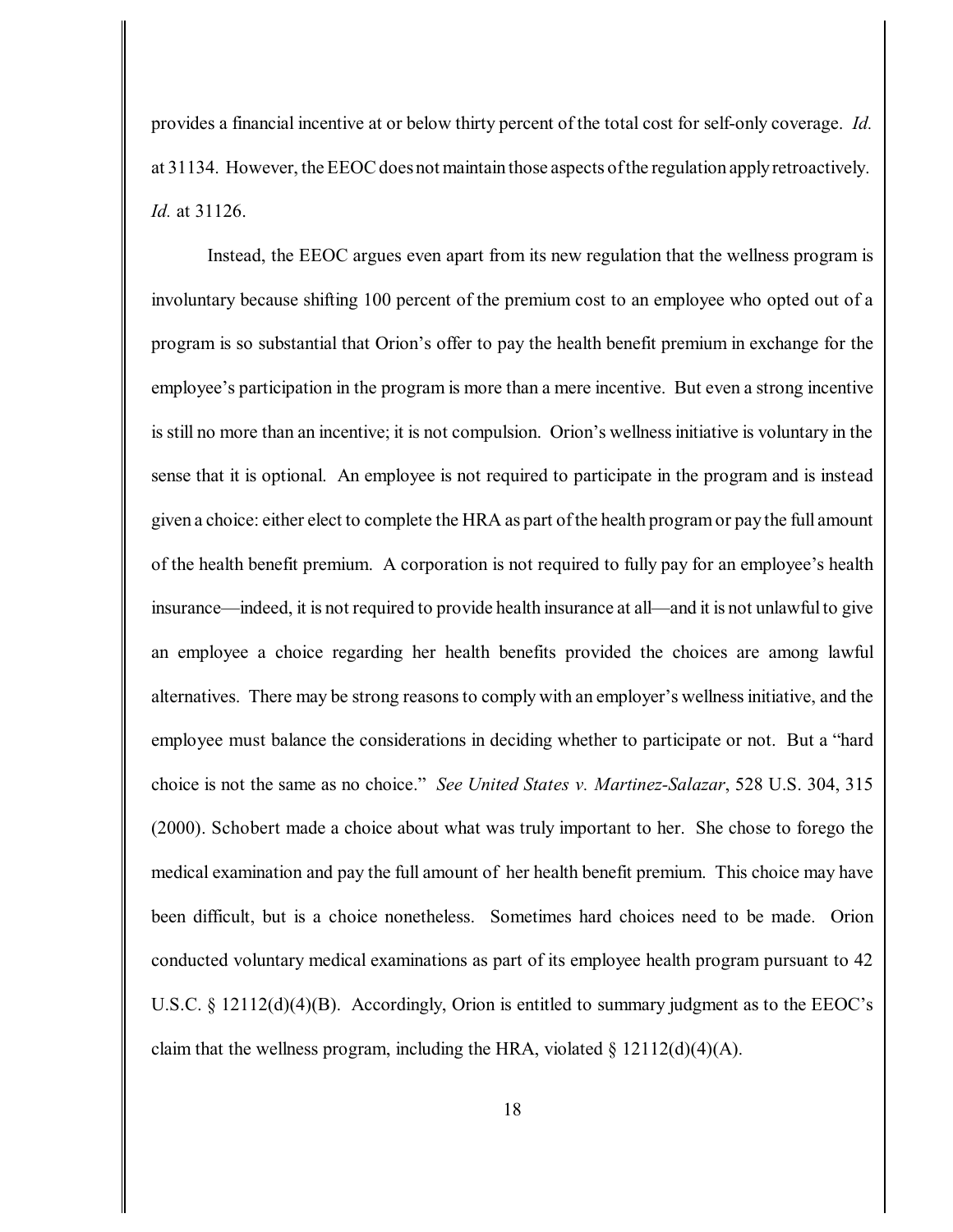provides a financial incentive at or below thirty percent of the total cost for self-only coverage. *Id.* at 31134. However, the EEOC does not maintain those aspects of the regulation apply retroactively. *Id.* at 31126.

Instead, the EEOC argues even apart from its new regulation that the wellness program is involuntary because shifting 100 percent of the premium cost to an employee who opted out of a program is so substantial that Orion's offer to pay the health benefit premium in exchange for the employee's participation in the program is more than a mere incentive. But even a strong incentive is still no more than an incentive; it is not compulsion. Orion's wellness initiative is voluntary in the sense that it is optional. An employee is not required to participate in the program and is instead given a choice: either elect to complete the HRA as part of the health program or pay the full amount of the health benefit premium. A corporation is not required to fully pay for an employee's health insurance—indeed, it is not required to provide health insurance at all—and it is not unlawful to give an employee a choice regarding her health benefits provided the choices are among lawful alternatives. There may be strong reasons to comply with an employer's wellness initiative, and the employee must balance the considerations in deciding whether to participate or not. But a "hard choice is not the same as no choice." *See United States v. Martinez-Salazar*, 528 U.S. 304, 315 (2000). Schobert made a choice about what was truly important to her. She chose to forego the medical examination and pay the full amount of her health benefit premium. This choice may have been difficult, but is a choice nonetheless. Sometimes hard choices need to be made. Orion conducted voluntary medical examinations as part of its employee health program pursuant to 42 U.S.C. § 12112(d)(4)(B). Accordingly, Orion is entitled to summary judgment as to the EEOC's claim that the wellness program, including the HRA, violated § 12112(d)(4)(A).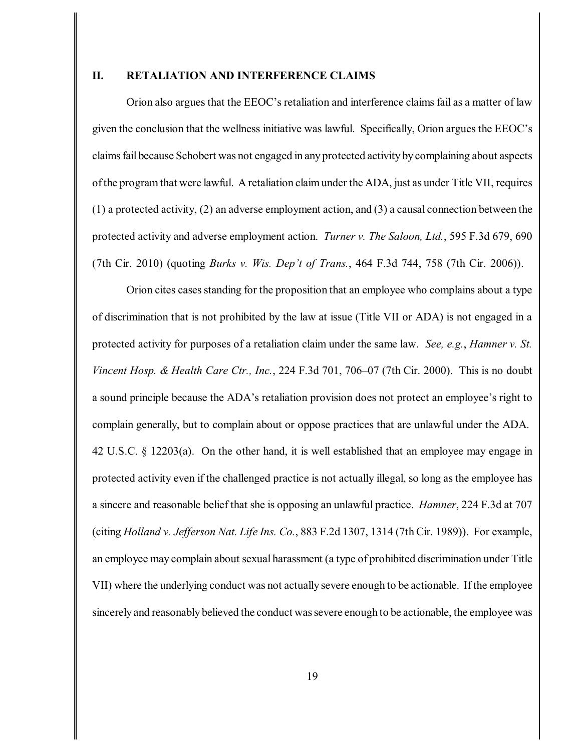## II. RETALIATION AND INTERFERENCE CLAIMS

Orion also argues that the EEOC's retaliation and interference claims fail as a matter of law given the conclusion that the wellness initiative was lawful. Specifically, Orion argues the EEOC's claims fail because Schobert was not engaged in any protected activity by complaining about aspects of the program that were lawful. A retaliation claim under the ADA, just as under Title VII, requires (1) a protected activity, (2) an adverse employment action, and (3) a causal connection between the protected activity and adverse employment action. *Turner v. The Saloon, Ltd.*, 595 F.3d 679, 690 (7th Cir. 2010) (quoting *Burks v. Wis. Dep't of Trans.*, 464 F.3d 744, 758 (7th Cir. 2006)).

Orion cites cases standing for the proposition that an employee who complains about a type of discrimination that is not prohibited by the law at issue (Title VII or ADA) is not engaged in a protected activity for purposes of a retaliation claim under the same law. *See, e.g.*, *Hamner v. St. Vincent Hosp. & Health Care Ctr., Inc.*, 224 F.3d 701, 706–07 (7th Cir. 2000). This is no doubt a sound principle because the ADA's retaliation provision does not protect an employee's right to complain generally, but to complain about or oppose practices that are unlawful under the ADA. 42 U.S.C. § 12203(a). On the other hand, it is well established that an employee may engage in protected activity even if the challenged practice is not actually illegal, so long as the employee has a sincere and reasonable belief that she is opposing an unlawful practice. *Hamner*, 224 F.3d at 707 (citing *Holland v. Jefferson Nat. Life Ins. Co.*, 883 F.2d 1307, 1314 (7th Cir. 1989)). For example, an employee may complain about sexual harassment (a type of prohibited discrimination under Title VII) where the underlying conduct was not actually severe enough to be actionable. If the employee sincerely and reasonably believed the conduct was severe enough to be actionable, the employee was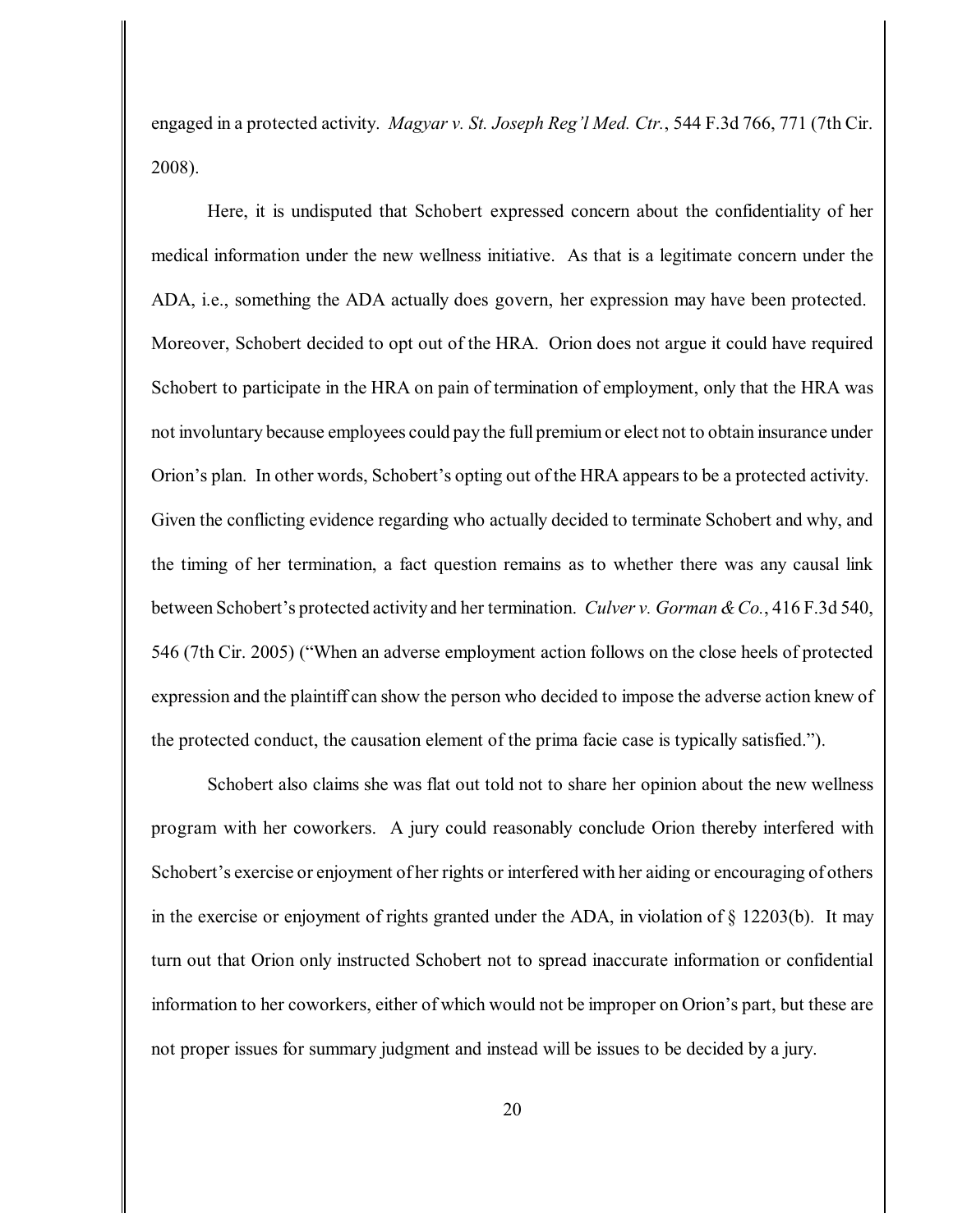engaged in a protected activity. *Magyar v. St. Joseph Reg'l Med. Ctr.*, 544 F.3d 766, 771 (7th Cir. 2008).

Here, it is undisputed that Schobert expressed concern about the confidentiality of her medical information under the new wellness initiative. As that is a legitimate concern under the ADA, i.e., something the ADA actually does govern, her expression may have been protected. Moreover, Schobert decided to opt out of the HRA. Orion does not argue it could have required Schobert to participate in the HRA on pain of termination of employment, only that the HRA was not involuntary because employees could pay the full premium or elect not to obtain insurance under Orion's plan. In other words, Schobert's opting out of the HRA appears to be a protected activity. Given the conflicting evidence regarding who actually decided to terminate Schobert and why, and the timing of her termination, a fact question remains as to whether there was any causal link between Schobert's protected activity and her termination. *Culver v. Gorman & Co.*, 416 F.3d 540, 546 (7th Cir. 2005) ("When an adverse employment action follows on the close heels of protected expression and the plaintiff can show the person who decided to impose the adverse action knew of the protected conduct, the causation element of the prima facie case is typically satisfied.").

Schobert also claims she was flat out told not to share her opinion about the new wellness program with her coworkers. A jury could reasonably conclude Orion thereby interfered with Schobert's exercise or enjoyment of her rights or interfered with her aiding or encouraging of others in the exercise or enjoyment of rights granted under the ADA, in violation of § 12203(b). It may turn out that Orion only instructed Schobert not to spread inaccurate information or confidential information to her coworkers, either of which would not be improper on Orion's part, but these are not proper issues for summary judgment and instead will be issues to be decided by a jury.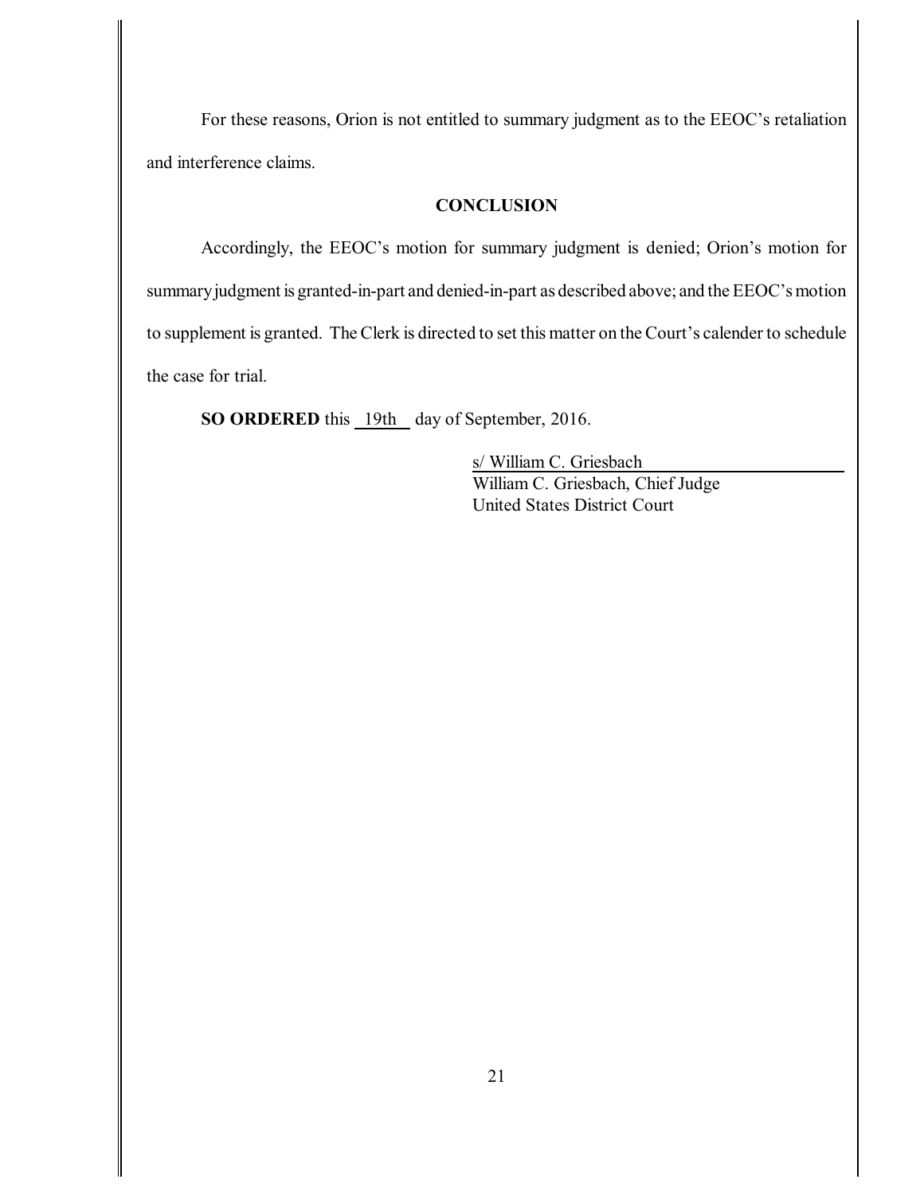For these reasons, Orion is not entitled to summary judgment as to the EEOC's retaliation and interference claims.

## CONCLUSION

Accordingly, the EEOC's motion for summary judgment is denied; Orion's motion for summary judgment is granted-in-part and denied-in-part as described above; and the EEOC's motion to supplement is granted. The Clerk is directed to set this matter on the Court's calender to schedule the case for trial.

**SO ORDERED** this 19th day of September, 2016.

s/ William C. Griesbach
William C. Griesbach, Chief Judge
United States District Court